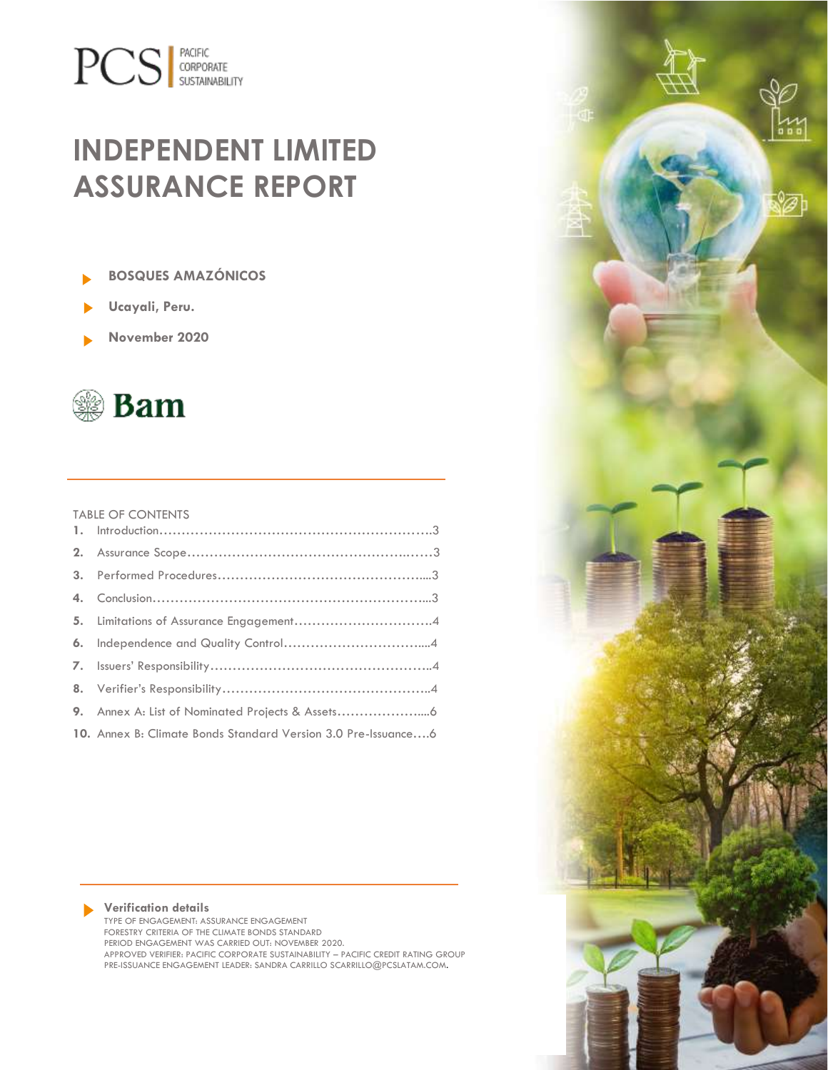PCS | PACIFIC CORPORATE SUSTAINABILITY

# INDEPENDENT LIMITED ASSURANCE REPORT

- **BOSQUES AMAZÓNICOS**
- **Ucayali, Peru.**
- **November 2020**

Bam

TABLE OF CONTENTS

1. Introduction……………………………………………………..3
2. Assurance Scope……………………………………………..….3
3. Performed Procedures………………………………………....3
4. Conclusion……………………………………………………...3
5. Limitations of Assurance Engagement………………………….4
6. Independence and Quality Control…………………………....4
7. Issuers' Responsibility…………………………………………..4
8. Verifier's Responsibility………………………………………..4
9. Annex A: List of Nominated Projects & Assets………………....6
10. Annex B: Climate Bonds Standard Version 3.0 Pre-Issuance….6

**Verification details**

TYPE OF ENGAGEMENT: ASSURANCE ENGAGEMENT
FORESTRY CRITERIA OF THE CLIMATE BONDS STANDARD
PERIOD ENGAGEMENT WAS CARRIED OUT: NOVEMBER 2020.
APPROVED VERIFIER: PACIFIC CORPORATE SUSTAINABILITY – PACIFIC CREDIT RATING GROUP
PRE-ISSUANCE ENGAGEMENT LEADER: SANDRA CARRILLO SCARRILLO@PCSLATAM.COM.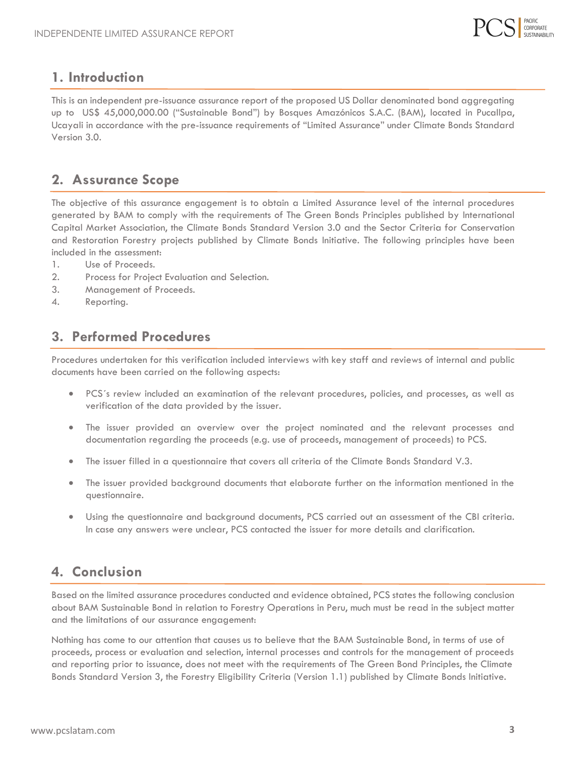## 1. Introduction

This is an independent pre-issuance assurance report of the proposed US Dollar denominated bond aggregating up to US$ 45,000,000.00 ("Sustainable Bond") by Bosques Amazónicos S.A.C. (BAM), located in Pucallpa, Ucayali in accordance with the pre-issuance requirements of "Limited Assurance" under Climate Bonds Standard Version 3.0.

## 2. Assurance Scope

The objective of this assurance engagement is to obtain a Limited Assurance level of the internal procedures generated by BAM to comply with the requirements of The Green Bonds Principles published by International Capital Market Association, the Climate Bonds Standard Version 3.0 and the Sector Criteria for Conservation and Restoration Forestry projects published by Climate Bonds Initiative. The following principles have been included in the assessment:

1. Use of Proceeds.
2. Process for Project Evaluation and Selection.
3. Management of Proceeds.
4. Reporting.

## 3. Performed Procedures

Procedures undertaken for this verification included interviews with key staff and reviews of internal and public documents have been carried on the following aspects:

- PCS´s review included an examination of the relevant procedures, policies, and processes, as well as verification of the data provided by the issuer.
- The issuer provided an overview over the project nominated and the relevant processes and documentation regarding the proceeds (e.g. use of proceeds, management of proceeds) to PCS.
- The issuer filled in a questionnaire that covers all criteria of the Climate Bonds Standard V.3.
- The issuer provided background documents that elaborate further on the information mentioned in the questionnaire.
- Using the questionnaire and background documents, PCS carried out an assessment of the CBI criteria. In case any answers were unclear, PCS contacted the issuer for more details and clarification.

## 4. Conclusion

Based on the limited assurance procedures conducted and evidence obtained, PCS states the following conclusion about BAM Sustainable Bond in relation to Forestry Operations in Peru, much must be read in the subject matter and the limitations of our assurance engagement:

Nothing has come to our attention that causes us to believe that the BAM Sustainable Bond, in terms of use of proceeds, process or evaluation and selection, internal processes and controls for the management of proceeds and reporting prior to issuance, does not meet with the requirements of The Green Bond Principles, the Climate Bonds Standard Version 3, the Forestry Eligibility Criteria (Version 1.1) published by Climate Bonds Initiative.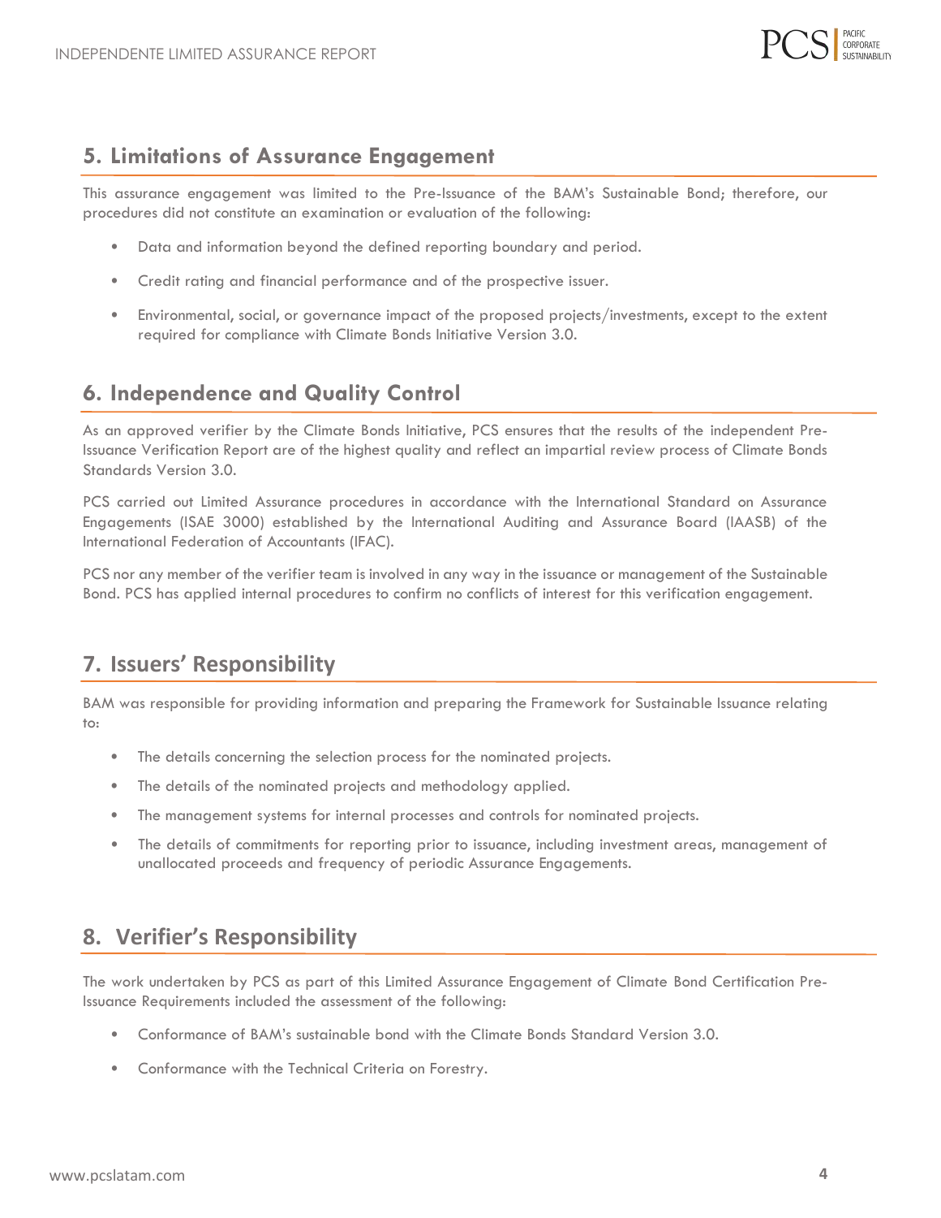## 5. Limitations of Assurance Engagement

This assurance engagement was limited to the Pre-Issuance of the BAM's Sustainable Bond; therefore, our procedures did not constitute an examination or evaluation of the following:

- Data and information beyond the defined reporting boundary and period.
- Credit rating and financial performance and of the prospective issuer.
- Environmental, social, or governance impact of the proposed projects/investments, except to the extent required for compliance with Climate Bonds Initiative Version 3.0.

## 6. Independence and Quality Control

As an approved verifier by the Climate Bonds Initiative, PCS ensures that the results of the independent Pre-Issuance Verification Report are of the highest quality and reflect an impartial review process of Climate Bonds Standards Version 3.0.

PCS carried out Limited Assurance procedures in accordance with the International Standard on Assurance Engagements (ISAE 3000) established by the International Auditing and Assurance Board (IAASB) of the International Federation of Accountants (IFAC).

PCS nor any member of the verifier team is involved in any way in the issuance or management of the Sustainable Bond. PCS has applied internal procedures to confirm no conflicts of interest for this verification engagement.

## 7. Issuers' Responsibility

BAM was responsible for providing information and preparing the Framework for Sustainable Issuance relating to:

- The details concerning the selection process for the nominated projects.
- The details of the nominated projects and methodology applied.
- The management systems for internal processes and controls for nominated projects.
- The details of commitments for reporting prior to issuance, including investment areas, management of unallocated proceeds and frequency of periodic Assurance Engagements.

## 8. Verifier's Responsibility

The work undertaken by PCS as part of this Limited Assurance Engagement of Climate Bond Certification Pre-Issuance Requirements included the assessment of the following:

- Conformance of BAM's sustainable bond with the Climate Bonds Standard Version 3.0.
- Conformance with the Technical Criteria on Forestry.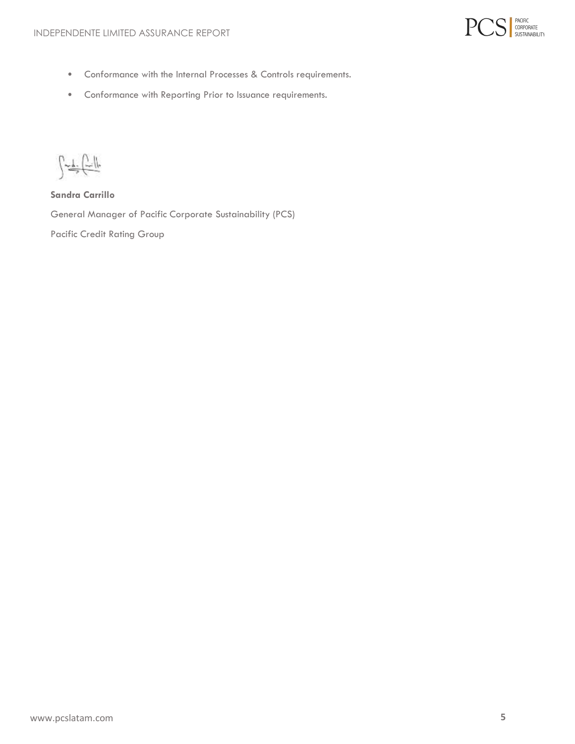- Conformance with the Internal Processes & Controls requirements.
- Conformance with Reporting Prior to Issuance requirements.

**Sandra Carrillo**

General Manager of Pacific Corporate Sustainability (PCS)

Pacific Credit Rating Group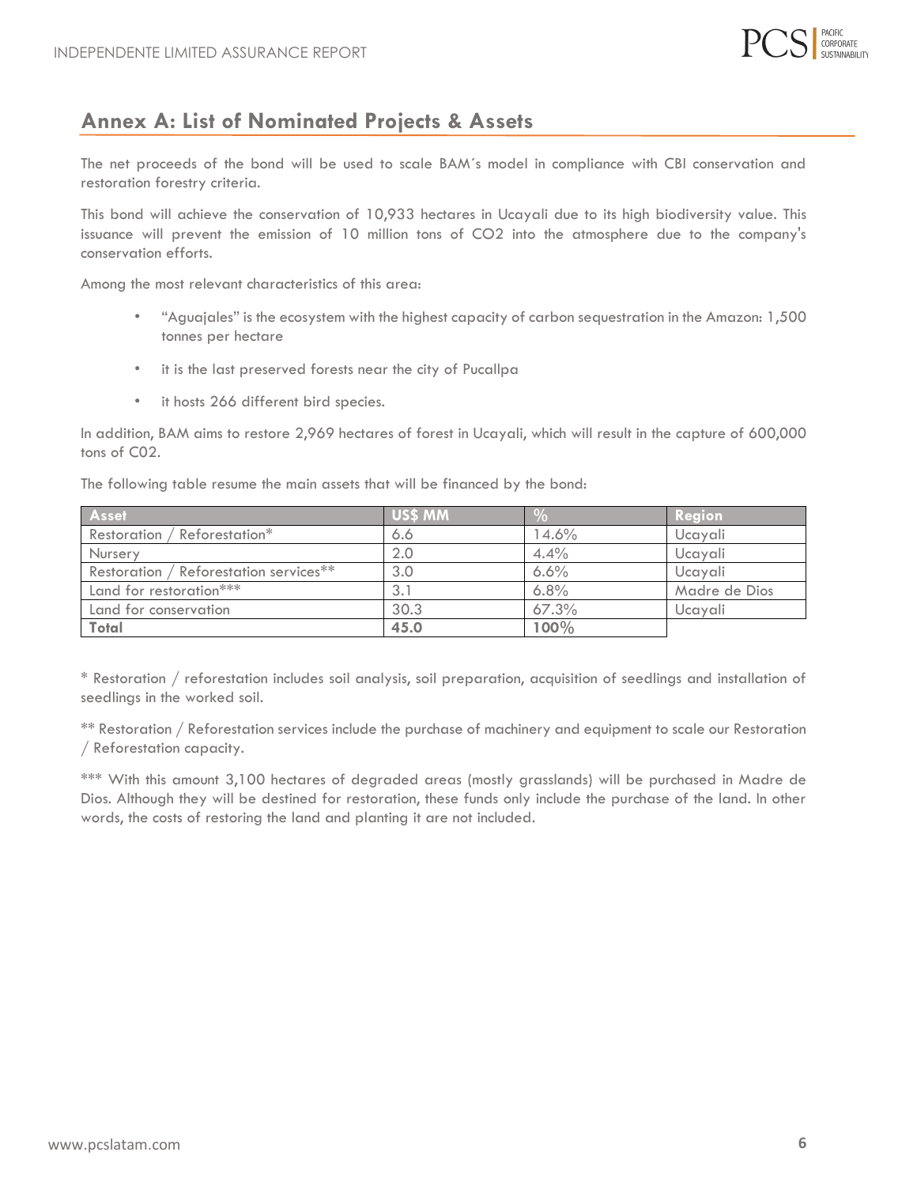## Annex A: List of Nominated Projects & Assets

The net proceeds of the bond will be used to scale BAM´s model in compliance with CBI conservation and restoration forestry criteria.

This bond will achieve the conservation of 10,933 hectares in Ucayali due to its high biodiversity value. This issuance will prevent the emission of 10 million tons of $CO_2$ into the atmosphere due to the company's conservation efforts.

Among the most relevant characteristics of this area:

- "Aguajales" is the ecosystem with the highest capacity of carbon sequestration in the Amazon: 1,500 tonnes per hectare
- it is the last preserved forests near the city of Pucallpa
- it hosts 266 different bird species.

In addition, BAM aims to restore 2,969 hectares of forest in Ucayali, which will result in the capture of 600,000 tons of C02.

The following table resume the main assets that will be financed by the bond:

| Asset | US$ MM | % | Region |
|---|---|---|---|
| Restoration / Reforestation* | 6.6 | 14.6% | Ucayali |
| Nursery | 2.0 | 4.4% | Ucayali |
| Restoration / Reforestation services** | 3.0 | 6.6% | Ucayali |
| Land for restoration*** | 3.1 | 6.8% | Madre de Dios |
| Land for conservation | 30.3 | 67.3% | Ucayali |
| **Total** | **45.0** | **100%** | |

* Restoration / reforestation includes soil analysis, soil preparation, acquisition of seedlings and installation of seedlings in the worked soil.

** Restoration / Reforestation services include the purchase of machinery and equipment to scale our Restoration / Reforestation capacity.

*** With this amount 3,100 hectares of degraded areas (mostly grasslands) will be purchased in Madre de Dios. Although they will be destined for restoration, these funds only include the purchase of the land. In other words, the costs of restoring the land and planting it are not included.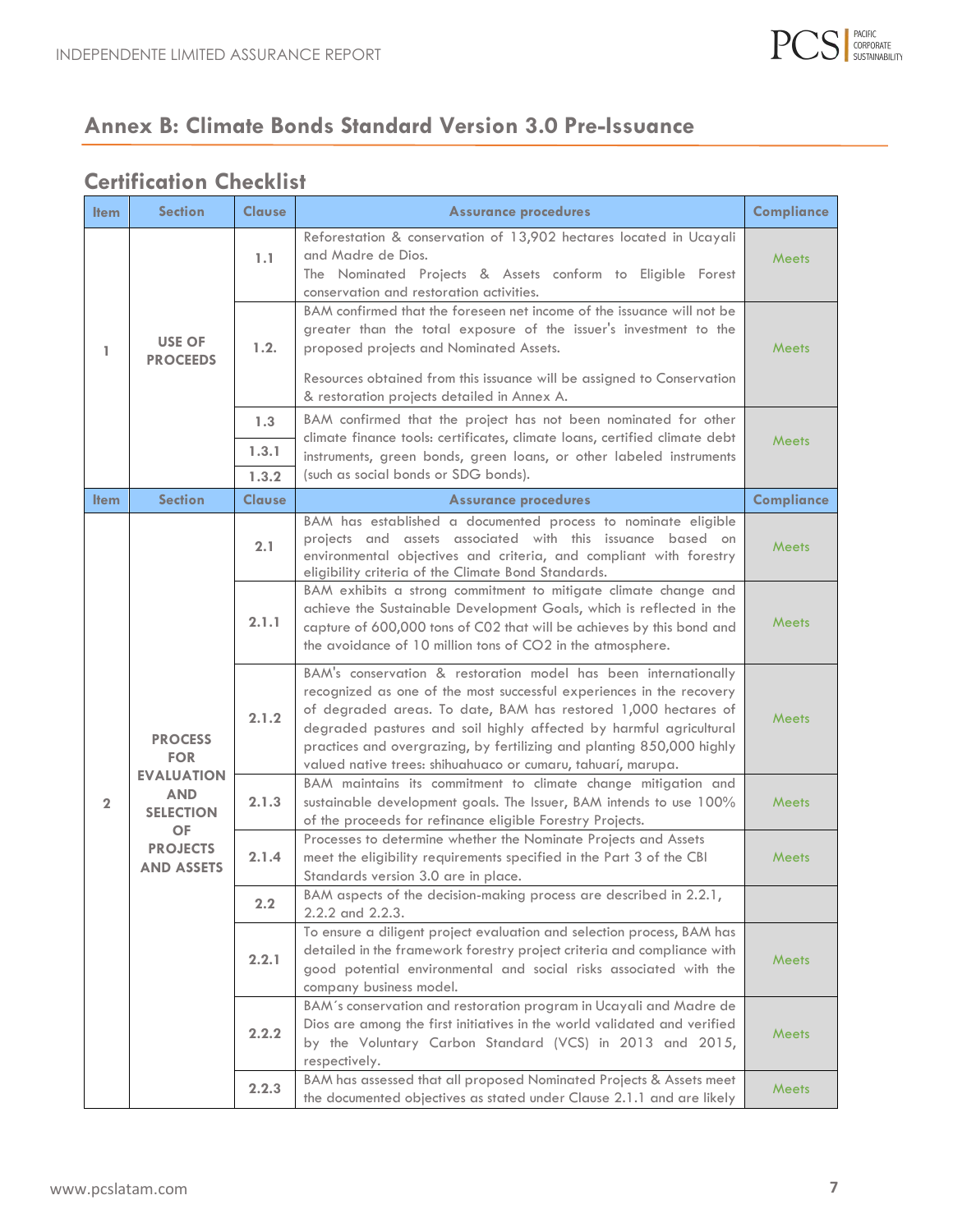## Annex B: Climate Bonds Standard Version 3.0 Pre-Issuance

### Certification Checklist

| Item | Section | Clause | Assurance procedures | Compliance |
|---|---|---|---|---|
| 1 | USE OF PROCEEDS | 1.1 | Reforestation & conservation of 13,902 hectares located in Ucayali and Madre de Dios. The Nominated Projects & Assets conform to Eligible Forest conservation and restoration activities. | Meets |
| | | 1.2. | BAM confirmed that the foreseen net income of the issuance will not be greater than the total exposure of the issuer's investment to the proposed projects and Nominated Assets. Resources obtained from this issuance will be assigned to Conservation & restoration projects detailed in Annex A. | Meets |
| | | 1.3 / 1.3.1 / 1.3.2 | BAM confirmed that the project has not been nominated for other climate finance tools: certificates, climate loans, certified climate debt instruments, green bonds, green loans, or other labeled instruments (such as social bonds or SDG bonds). | Meets |
| **Item** | **Section** | **Clause** | **Assurance procedures** | **Compliance** |
| 2 | PROCESS FOR EVALUATION AND SELECTION OF PROJECTS AND ASSETS | 2.1 | BAM has established a documented process to nominate eligible projects and assets associated with this issuance based on environmental objectives and criteria, and compliant with forestry eligibility criteria of the Climate Bond Standards. | Meets |
| | | 2.1.1 | BAM exhibits a strong commitment to mitigate climate change and achieve the Sustainable Development Goals, which is reflected in the capture of 600,000 tons of C02 that will be achieves by this bond and the avoidance of 10 million tons of CO2 in the atmosphere. | Meets |
| | | 2.1.2 | BAM's conservation & restoration model has been internationally recognized as one of the most successful experiences in the recovery of degraded areas. To date, BAM has restored 1,000 hectares of degraded pastures and soil highly affected by harmful agricultural practices and overgrazing, by fertilizing and planting 850,000 highly valued native trees: shihuahuaco or cumaru, tahuarí, marupa. | Meets |
| | | 2.1.3 | BAM maintains its commitment to climate change mitigation and sustainable development goals. The Issuer, BAM intends to use 100% of the proceeds for refinance eligible Forestry Projects. | Meets |
| | | 2.1.4 | Processes to determine whether the Nominate Projects and Assets meet the eligibility requirements specified in the Part 3 of the CBI Standards version 3.0 are in place. | Meets |
| | | 2.2 | BAM aspects of the decision-making process are described in 2.2.1, 2.2.2 and 2.2.3. | |
| | | 2.2.1 | To ensure a diligent project evaluation and selection process, BAM has detailed in the framework forestry project criteria and compliance with good potential environmental and social risks associated with the company business model. | Meets |
| | | 2.2.2 | BAM´s conservation and restoration program in Ucayali and Madre de Dios are among the first initiatives in the world validated and verified by the Voluntary Carbon Standard (VCS) in 2013 and 2015, respectively. | Meets |
| | | 2.2.3 | BAM has assessed that all proposed Nominated Projects & Assets meet the documented objectives as stated under Clause 2.1.1 and are likely | Meets |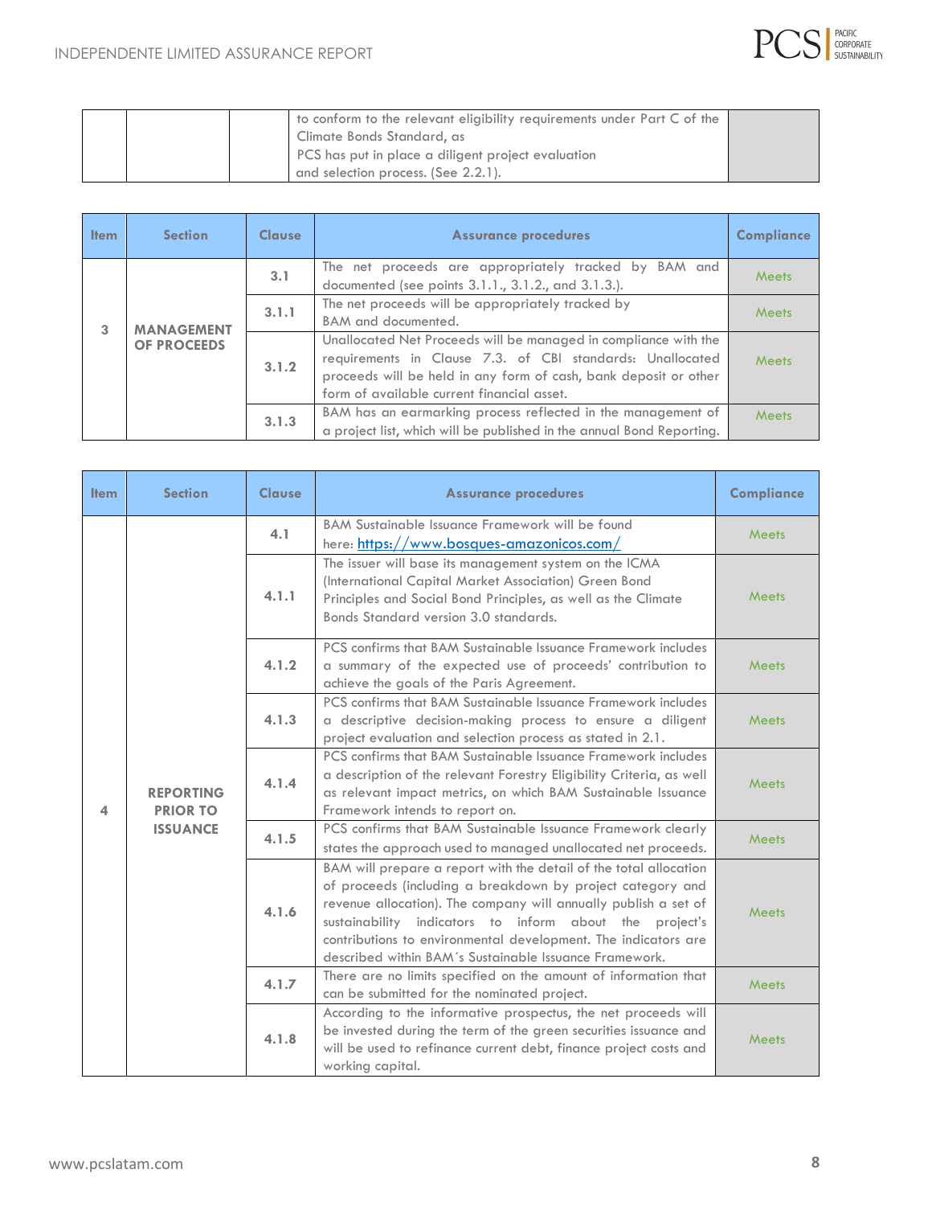| | | | to conform to the relevant eligibility requirements under Part C of the Climate Bonds Standard, as PCS has put in place a diligent project evaluation and selection process. (See 2.2.1). | |
|---|---|---|---|---|

| Item | Section | Clause | Assurance procedures | Compliance |
|---|---|---|---|---|
| 3 | MANAGEMENT OF PROCEEDS | 3.1 | The net proceeds are appropriately tracked by BAM and documented (see points 3.1.1., 3.1.2., and 3.1.3.). | Meets |
| | | 3.1.1 | The net proceeds will be appropriately tracked by BAM and documented. | Meets |
| | | 3.1.2 | Unallocated Net Proceeds will be managed in compliance with the requirements in Clause 7.3. of CBI standards: Unallocated proceeds will be held in any form of cash, bank deposit or other form of available current financial asset. | Meets |
| | | 3.1.3 | BAM has an earmarking process reflected in the management of a project list, which will be published in the annual Bond Reporting. | Meets |

| Item | Section | Clause | Assurance procedures | Compliance |
|---|---|---|---|---|
| 4 | REPORTING PRIOR TO ISSUANCE | 4.1 | BAM Sustainable Issuance Framework will be found here: https://www.bosques-amazonicos.com/ | Meets |
| | | 4.1.1 | The issuer will base its management system on the ICMA (International Capital Market Association) Green Bond Principles and Social Bond Principles, as well as the Climate Bonds Standard version 3.0 standards. | Meets |
| | | 4.1.2 | PCS confirms that BAM Sustainable Issuance Framework includes a summary of the expected use of proceeds' contribution to achieve the goals of the Paris Agreement. | Meets |
| | | 4.1.3 | PCS confirms that BAM Sustainable Issuance Framework includes a descriptive decision-making process to ensure a diligent project evaluation and selection process as stated in 2.1. | Meets |
| | | 4.1.4 | PCS confirms that BAM Sustainable Issuance Framework includes a description of the relevant Forestry Eligibility Criteria, as well as relevant impact metrics, on which BAM Sustainable Issuance Framework intends to report on. | Meets |
| | | 4.1.5 | PCS confirms that BAM Sustainable Issuance Framework clearly states the approach used to managed unallocated net proceeds. | Meets |
| | | 4.1.6 | BAM will prepare a report with the detail of the total allocation of proceeds (including a breakdown by project category and revenue allocation). The company will annually publish a set of sustainability indicators to inform about the project's contributions to environmental development. The indicators are described within BAM´s Sustainable Issuance Framework. | Meets |
| | | 4.1.7 | There are no limits specified on the amount of information that can be submitted for the nominated project. | Meets |
| | | 4.1.8 | According to the informative prospectus, the net proceeds will be invested during the term of the green securities issuance and will be used to refinance current debt, finance project costs and working capital. | Meets |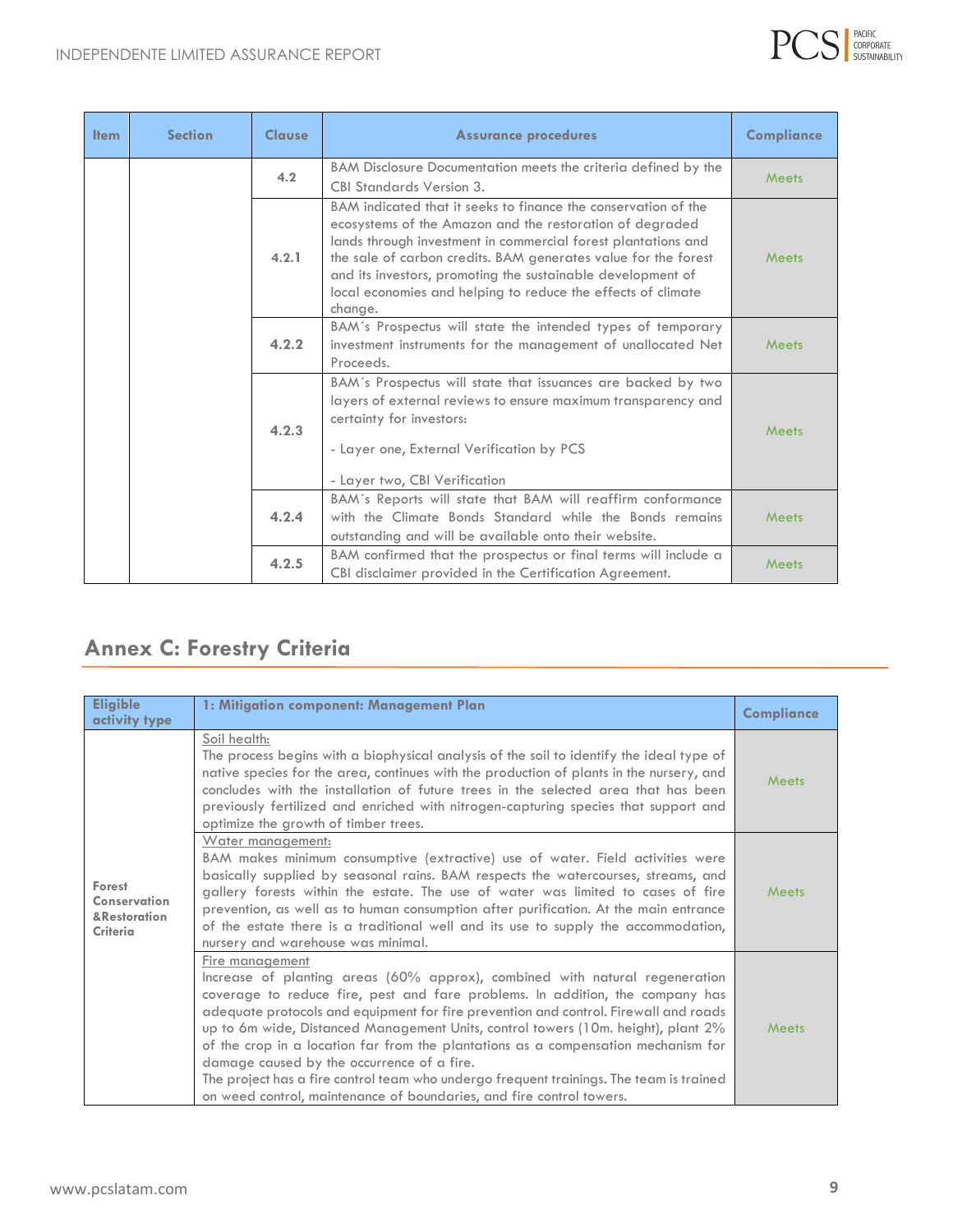| Item | Section | Clause | Assurance procedures | Compliance |
|---|---|---|---|---|
| | | 4.2 | BAM Disclosure Documentation meets the criteria defined by the CBI Standards Version 3. | Meets |
| | | 4.2.1 | BAM indicated that it seeks to finance the conservation of the ecosystems of the Amazon and the restoration of degraded lands through investment in commercial forest plantations and the sale of carbon credits. BAM generates value for the forest and its investors, promoting the sustainable development of local economies and helping to reduce the effects of climate change. | Meets |
| | | 4.2.2 | BAM´s Prospectus will state the intended types of temporary investment instruments for the management of unallocated Net Proceeds. | Meets |
| | | 4.2.3 | BAM´s Prospectus will state that issuances are backed by two layers of external reviews to ensure maximum transparency and certainty for investors:<br><br>- Layer one, External Verification by PCS<br><br>- Layer two, CBI Verification | Meets |
| | | 4.2.4 | BAM´s Reports will state that BAM will reaffirm conformance with the Climate Bonds Standard while the Bonds remains outstanding and will be available onto their website. | Meets |
| | | 4.2.5 | BAM confirmed that the prospectus or final terms will include a CBI disclaimer provided in the Certification Agreement. | Meets |

## Annex C: Forestry Criteria

| Eligible activity type | 1: Mitigation component: Management Plan | Compliance |
|---|---|---|
| Forest Conservation &Restoration Criteria | Soil health:<br>The process begins with a biophysical analysis of the soil to identify the ideal type of native species for the area, continues with the production of plants in the nursery, and concludes with the installation of future trees in the selected area that has been previously fertilized and enriched with nitrogen-capturing species that support and optimize the growth of timber trees. | Meets |
| | Water management:<br>BAM makes minimum consumptive (extractive) use of water. Field activities were basically supplied by seasonal rains. BAM respects the watercourses, streams, and gallery forests within the estate. The use of water was limited to cases of fire prevention, as well as to human consumption after purification. At the main entrance of the estate there is a traditional well and its use to supply the accommodation, nursery and warehouse was minimal. | Meets |
| | Fire management<br>Increase of planting areas (60% approx), combined with natural regeneration coverage to reduce fire, pest and fare problems. In addition, the company has adequate protocols and equipment for fire prevention and control. Firewall and roads up to 6m wide, Distanced Management Units, control towers (10m. height), plant 2% of the crop in a location far from the plantations as a compensation mechanism for damage caused by the occurrence of a fire.<br>The project has a fire control team who undergo frequent trainings. The team is trained on weed control, maintenance of boundaries, and fire control towers. | Meets |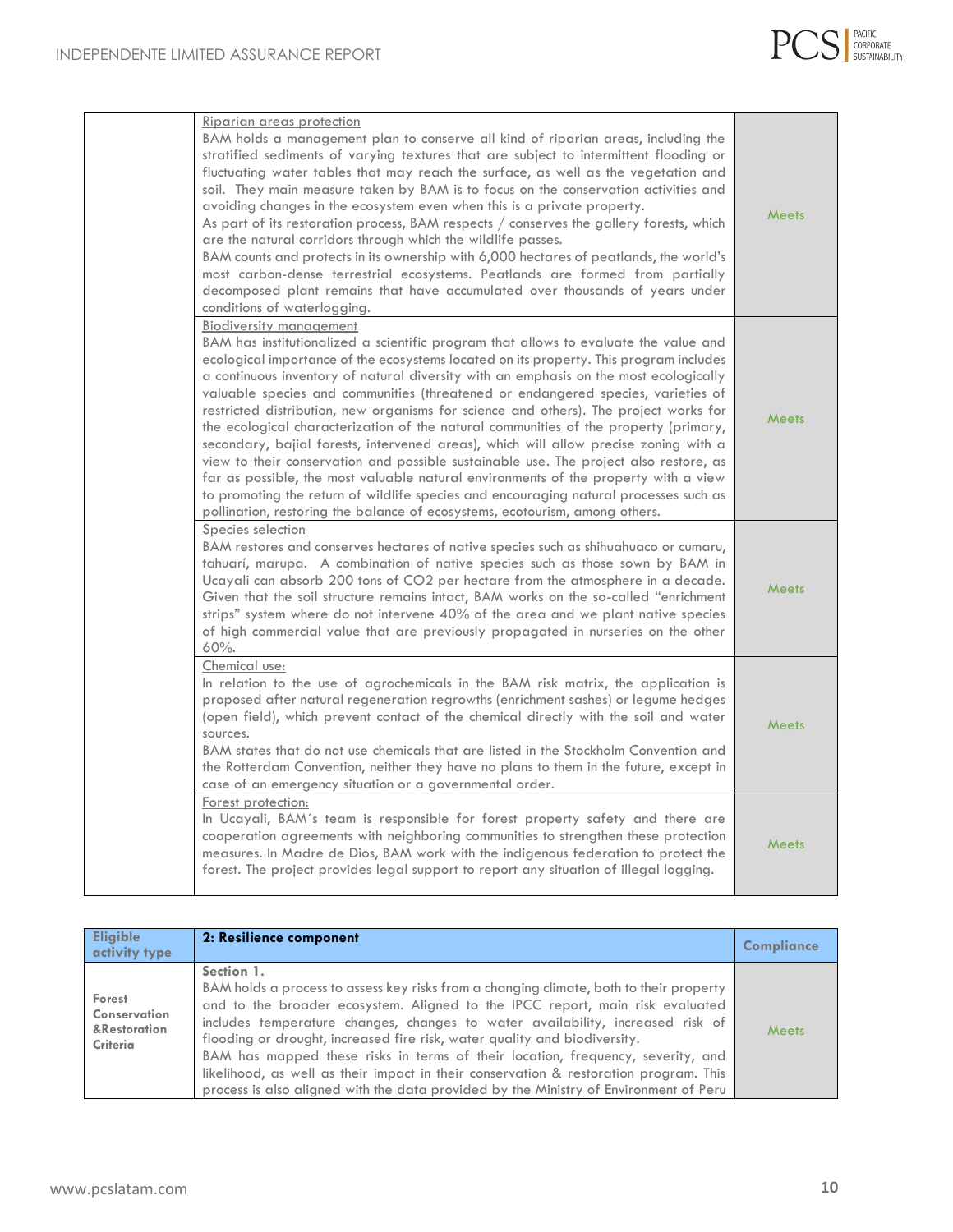| | | |
|---|---|---|
| | Riparian areas protection<br>BAM holds a management plan to conserve all kind of riparian areas, including the stratified sediments of varying textures that are subject to intermittent flooding or fluctuating water tables that may reach the surface, as well as the vegetation and soil. They main measure taken by BAM is to focus on the conservation activities and avoiding changes in the ecosystem even when this is a private property.<br>As part of its restoration process, BAM respects / conserves the gallery forests, which are the natural corridors through which the wildlife passes.<br>BAM counts and protects in its ownership with 6,000 hectares of peatlands, the world's most carbon-dense terrestrial ecosystems. Peatlands are formed from partially decomposed plant remains that have accumulated over thousands of years under conditions of waterlogging. | Meets |
| | Biodiversity management<br>BAM has institutionalized a scientific program that allows to evaluate the value and ecological importance of the ecosystems located on its property. This program includes a continuous inventory of natural diversity with an emphasis on the most ecologically valuable species and communities (threatened or endangered species, varieties of restricted distribution, new organisms for science and others). The project works for the ecological characterization of the natural communities of the property (primary, secondary, bajial forests, intervened areas), which will allow precise zoning with a view to their conservation and possible sustainable use. The project also restore, as far as possible, the most valuable natural environments of the property with a view to promoting the return of wildlife species and encouraging natural processes such as pollination, restoring the balance of ecosystems, ecotourism, among others. | Meets |
| | Species selection<br>BAM restores and conserves hectares of native species such as shihuahuaco or cumaru, tahuarí, marupa. A combination of native species such as those sown by BAM in Ucayali can absorb 200 tons of $CO_2$ per hectare from the atmosphere in a decade. Given that the soil structure remains intact, BAM works on the so-called "enrichment strips" system where do not intervene 40% of the area and we plant native species of high commercial value that are previously propagated in nurseries on the other 60%. | Meets |
| | Chemical use:<br>In relation to the use of agrochemicals in the BAM risk matrix, the application is proposed after natural regeneration regrowths (enrichment sashes) or legume hedges (open field), which prevent contact of the chemical directly with the soil and water sources.<br>BAM states that do not use chemicals that are listed in the Stockholm Convention and the Rotterdam Convention, neither they have no plans to them in the future, except in case of an emergency situation or a governmental order. | Meets |
| | Forest protection:<br>In Ucayali, BAM´s team is responsible for forest property safety and there are cooperation agreements with neighboring communities to strengthen these protection measures. In Madre de Dios, BAM work with the indigenous federation to protect the forest. The project provides legal support to report any situation of illegal logging. | Meets |

| Eligible activity type | 2: Resilience component | Compliance |
|---|---|---|
| Forest Conservation &Restoration Criteria | **Section 1.**<br>BAM holds a process to assess key risks from a changing climate, both to their property and to the broader ecosystem. Aligned to the IPCC report, main risk evaluated includes temperature changes, changes to water availability, increased risk of flooding or drought, increased fire risk, water quality and biodiversity.<br>BAM has mapped these risks in terms of their location, frequency, severity, and likelihood, as well as their impact in their conservation & restoration program. This process is also aligned with the data provided by the Ministry of Environment of Peru | Meets |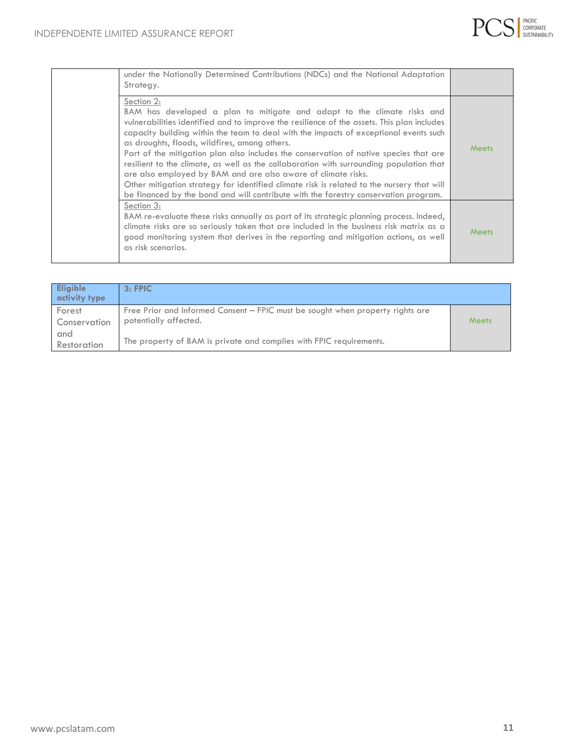| | | |
|---|---|---|
| | under the Nationally Determined Contributions (NDCs) and the National Adaptation Strategy. | |
| | Section 2:<br>BAM has developed a plan to mitigate and adapt to the climate risks and vulnerabilities identified and to improve the resilience of the assets. This plan includes capacity building within the team to deal with the impacts of exceptional events such as droughts, floods, wildfires, among others.<br>Part of the mitigation plan also includes the conservation of native species that are resilient to the climate, as well as the collaboration with surrounding population that are also employed by BAM and are also aware of climate risks.<br>Other mitigation strategy for identified climate risk is related to the nursery that will be financed by the bond and will contribute with the forestry conservation program. | Meets |
| | Section 3:<br>BAM re-evaluate these risks annually as part of its strategic planning process. Indeed, climate risks are so seriously taken that are included in the business risk matrix as a good monitoring system that derives in the reporting and mitigation actions, as well as risk scenarios. | Meets |

| **Eligible activity type** | **3: FPIC** | |
|---|---|---|
| Forest Conservation and Restoration | Free Prior and Informed Consent – FPIC must be sought when property rights are potentially affected.<br><br>The property of BAM is private and complies with FPIC requirements. | Meets |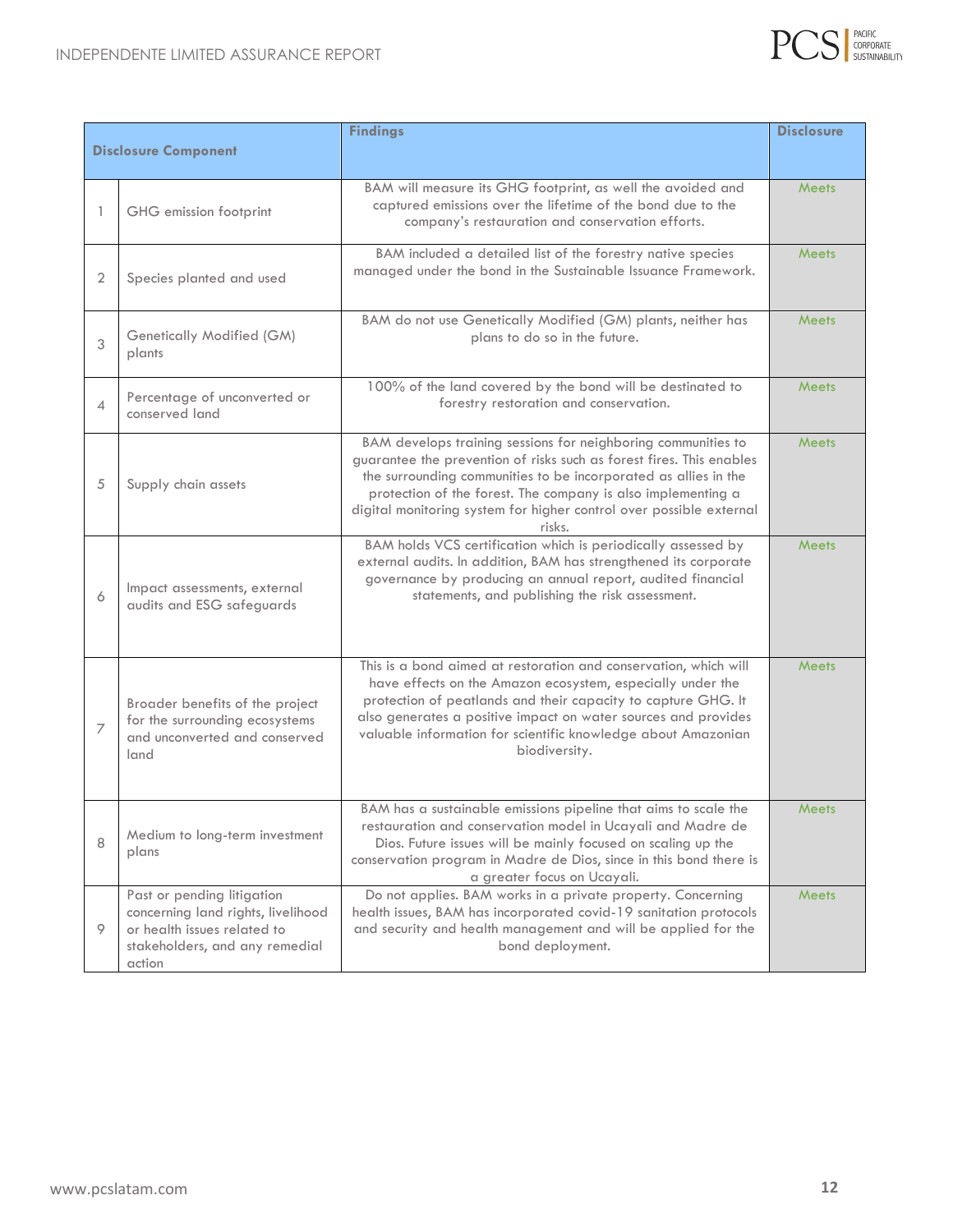| Disclosure Component | | Findings | Disclosure |
|---|---|---|---|
| 1 | GHG emission footprint | BAM will measure its GHG footprint, as well the avoided and captured emissions over the lifetime of the bond due to the company's restauration and conservation efforts. | Meets |
| 2 | Species planted and used | BAM included a detailed list of the forestry native species managed under the bond in the Sustainable Issuance Framework. | Meets |
| 3 | Genetically Modified (GM) plants | BAM do not use Genetically Modified (GM) plants, neither has plans to do so in the future. | Meets |
| 4 | Percentage of unconverted or conserved land | 100% of the land covered by the bond will be destinated to forestry restoration and conservation. | Meets |
| 5 | Supply chain assets | BAM develops training sessions for neighboring communities to guarantee the prevention of risks such as forest fires. This enables the surrounding communities to be incorporated as allies in the protection of the forest. The company is also implementing a digital monitoring system for higher control over possible external risks. | Meets |
| 6 | Impact assessments, external audits and ESG safeguards | BAM holds VCS certification which is periodically assessed by external audits. In addition, BAM has strengthened its corporate governance by producing an annual report, audited financial statements, and publishing the risk assessment. | Meets |
| 7 | Broader benefits of the project for the surrounding ecosystems and unconverted and conserved land | This is a bond aimed at restoration and conservation, which will have effects on the Amazon ecosystem, especially under the protection of peatlands and their capacity to capture GHG. It also generates a positive impact on water sources and provides valuable information for scientific knowledge about Amazonian biodiversity. | Meets |
| 8 | Medium to long-term investment plans | BAM has a sustainable emissions pipeline that aims to scale the restauration and conservation model in Ucayali and Madre de Dios. Future issues will be mainly focused on scaling up the conservation program in Madre de Dios, since in this bond there is a greater focus on Ucayali. | Meets |
| 9 | Past or pending litigation concerning land rights, livelihood or health issues related to stakeholders, and any remedial action | Do not applies. BAM works in a private property. Concerning health issues, BAM has incorporated covid-19 sanitation protocols and security and health management and will be applied for the bond deployment. | Meets |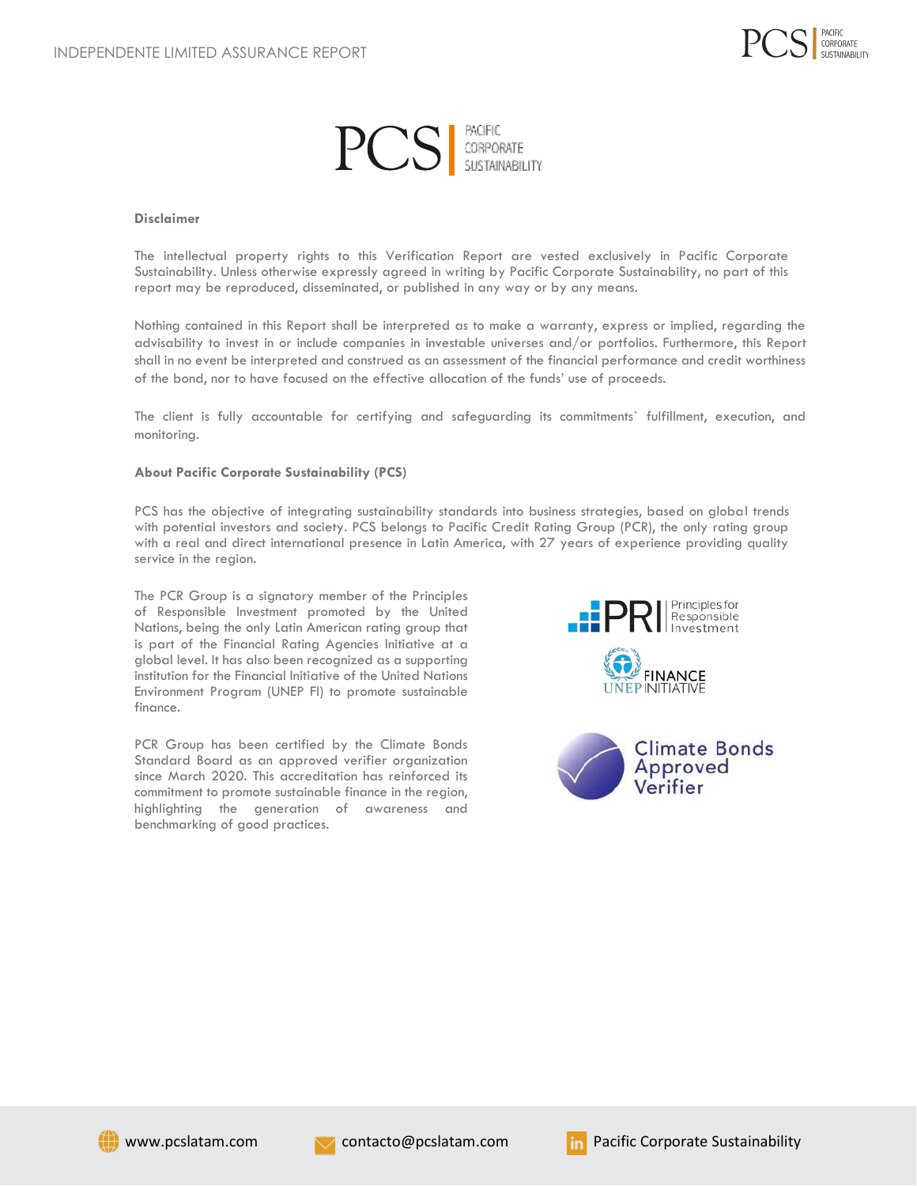**Disclaimer**

The intellectual property rights to this Verification Report are vested exclusively in Pacific Corporate Sustainability. Unless otherwise expressly agreed in writing by Pacific Corporate Sustainability, no part of this report may be reproduced, disseminated, or published in any way or by any means.

Nothing contained in this Report shall be interpreted as to make a warranty, express or implied, regarding the advisability to invest in or include companies in investable universes and/or portfolios. Furthermore, this Report shall in no event be interpreted and construed as an assessment of the financial performance and credit worthiness of the bond, nor to have focused on the effective allocation of the funds' use of proceeds.

The client is fully accountable for certifying and safeguarding its commitments` fulfillment, execution, and monitoring.

**About Pacific Corporate Sustainability (PCS)**

PCS has the objective of integrating sustainability standards into business strategies, based on global trends with potential investors and society. PCS belongs to Pacific Credit Rating Group (PCR), the only rating group with a real and direct international presence in Latin America, with 27 years of experience providing quality service in the region.

The PCR Group is a signatory member of the Principles of Responsible Investment promoted by the United Nations, being the only Latin American rating group that is part of the Financial Rating Agencies Initiative at a global level. It has also been recognized as a supporting institution for the Financial Initiative of the United Nations Environment Program (UNEP FI) to promote sustainable finance.

PCR Group has been certified by the Climate Bonds Standard Board as an approved verifier organization since March 2020. This accreditation has reinforced its commitment to promote sustainable finance in the region, highlighting the generation of awareness and benchmarking of good practices.

www.pcslatam.com contacto@pcslatam.com Pacific Corporate Sustainability